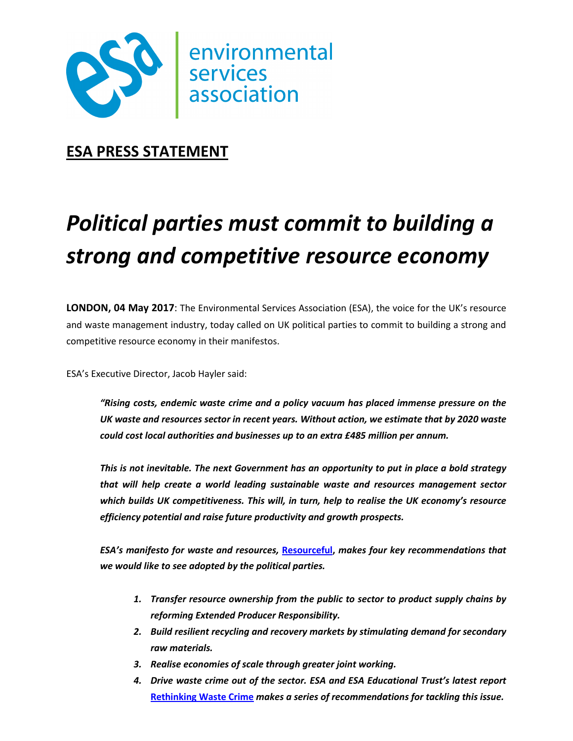environmental services association

## ESA PRESS STATEMENT

# *Political parties must commit to building a strong and competitive resource economy*

**LONDON, 04 May 2017**: The Environmental Services Association (ESA), the voice for the UK's resource and waste management industry, today called on UK political parties to commit to building a strong and competitive resource economy in their manifestos.

ESA's Executive Director, Jacob Hayler said:

> ***"Rising costs, endemic waste crime and a policy vacuum has placed immense pressure on the UK waste and resources sector in recent years. Without action, we estimate that by 2020 waste could cost local authorities and businesses up to an extra £485 million per annum.***
>
> ***This is not inevitable. The next Government has an opportunity to put in place a bold strategy that will help create a world leading sustainable waste and resources management sector which builds UK competitiveness. This will, in turn, help to realise the UK economy's resource efficiency potential and raise future productivity and growth prospects.***
>
> ***ESA's manifesto for waste and resources, Resourceful, makes four key recommendations that we would like to see adopted by the political parties.***
>
> 1. ***Transfer resource ownership from the public to sector to product supply chains by reforming Extended Producer Responsibility.***
> 2. ***Build resilient recycling and recovery markets by stimulating demand for secondary raw materials.***
> 3. ***Realise economies of scale through greater joint working.***
> 4. ***Drive waste crime out of the sector. ESA and ESA Educational Trust's latest report Rethinking Waste Crime makes a series of recommendations for tackling this issue.***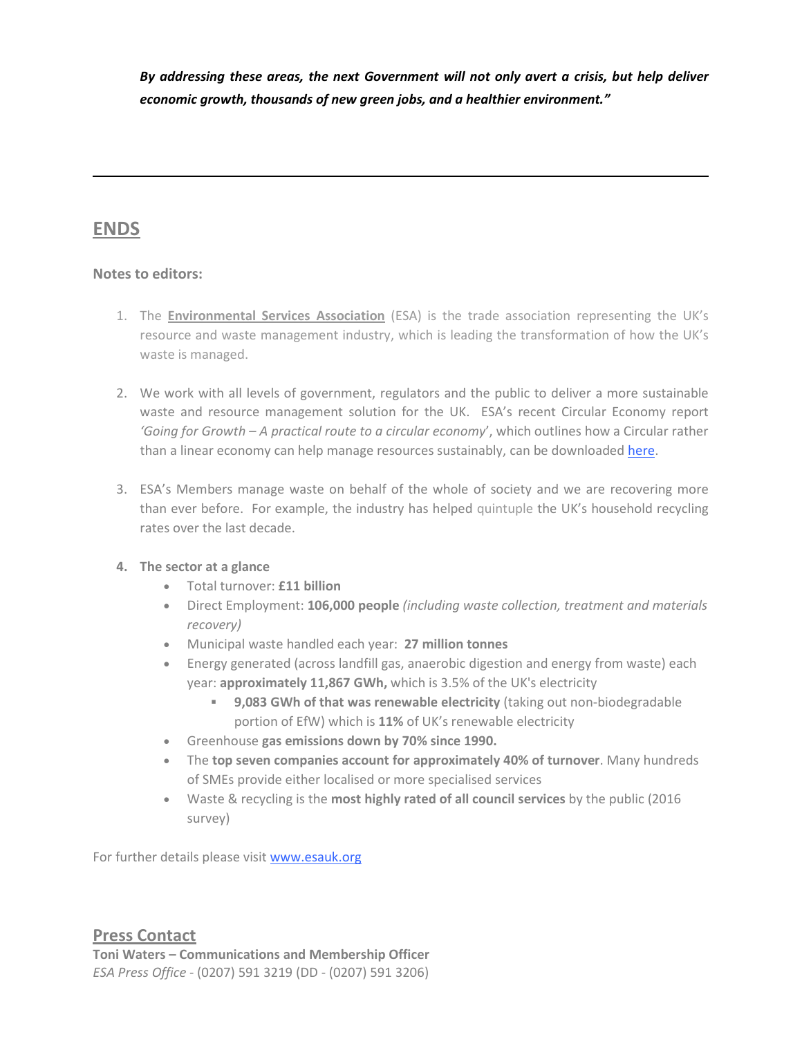***By addressing these areas, the next Government will not only avert a crisis, but help deliver economic growth, thousands of new green jobs, and a healthier environment."***

---

## ENDS

**Notes to editors:**

1. The **Environmental Services Association** (ESA) is the trade association representing the UK's resource and waste management industry, which is leading the transformation of how the UK's waste is managed.

2. We work with all levels of government, regulators and the public to deliver a more sustainable waste and resource management solution for the UK. ESA's recent Circular Economy report *'Going for Growth – A practical route to a circular economy*', which outlines how a Circular rather than a linear economy can help manage resources sustainably, can be downloaded here.

3. ESA's Members manage waste on behalf of the whole of society and we are recovering more than ever before. For example, the industry has helped quintuple the UK's household recycling rates over the last decade.

4. **The sector at a glance**
   - Total turnover: **£11 billion**
   - Direct Employment: **106,000 people** *(including waste collection, treatment and materials recovery)*
   - Municipal waste handled each year: **27 million tonnes**
   - Energy generated (across landfill gas, anaerobic digestion and energy from waste) each year: **approximately 11,867 GWh,** which is 3.5% of the UK's electricity
     - **9,083 GWh of that was renewable electricity** (taking out non-biodegradable portion of EfW) which is **11%** of UK's renewable electricity
   - Greenhouse **gas emissions down by 70% since 1990.**
   - The **top seven companies account for approximately 40% of turnover**. Many hundreds of SMEs provide either localised or more specialised services
   - Waste & recycling is the **most highly rated of all council services** by the public (2016 survey)

For further details please visit www.esauk.org

## Press Contact

**Toni Waters – Communications and Membership Officer**
*ESA Press Office* - (0207) 591 3219 (DD - (0207) 591 3206)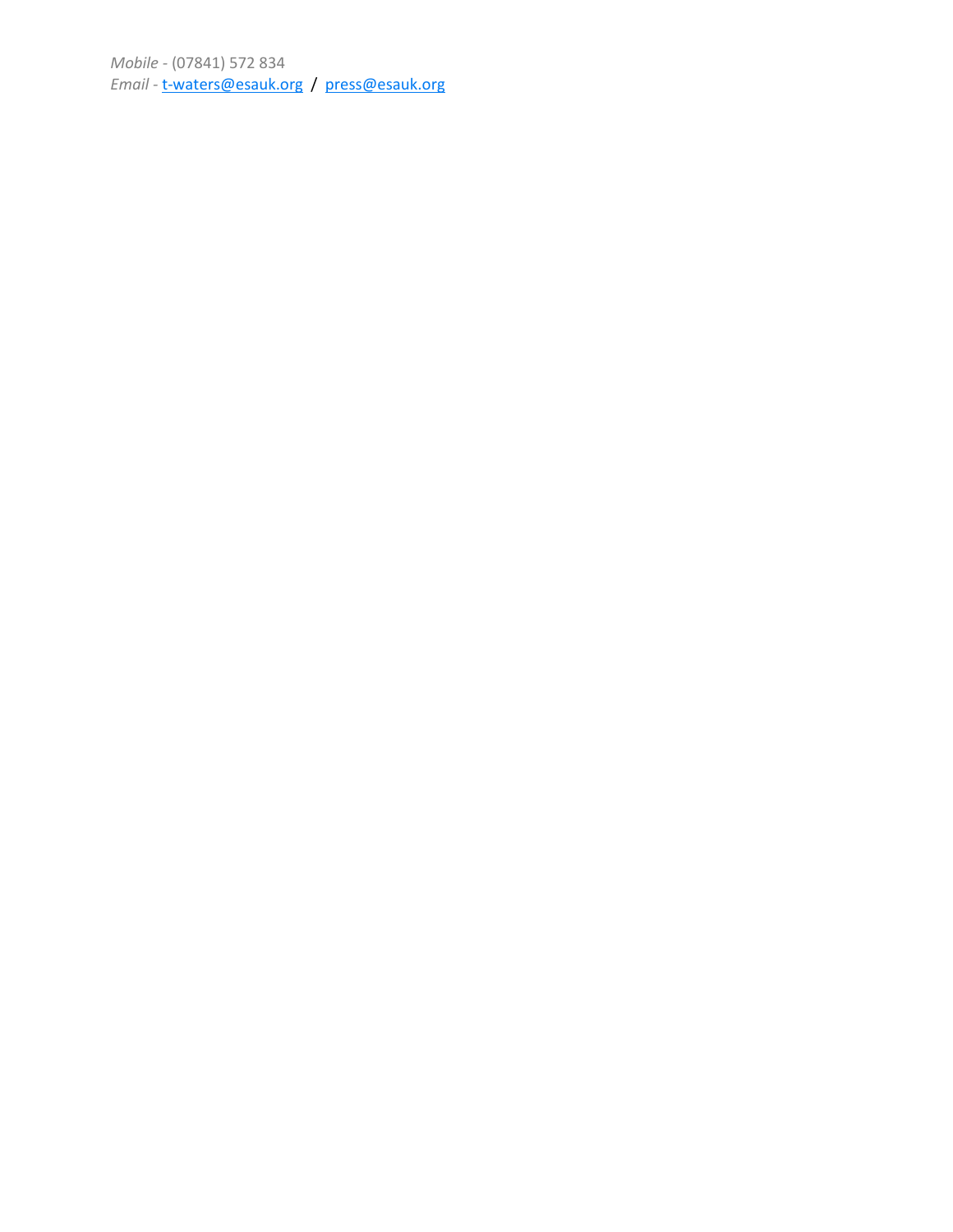*Mobile* - (07841) 572 834
*Email* - t-waters@esauk.org / press@esauk.org